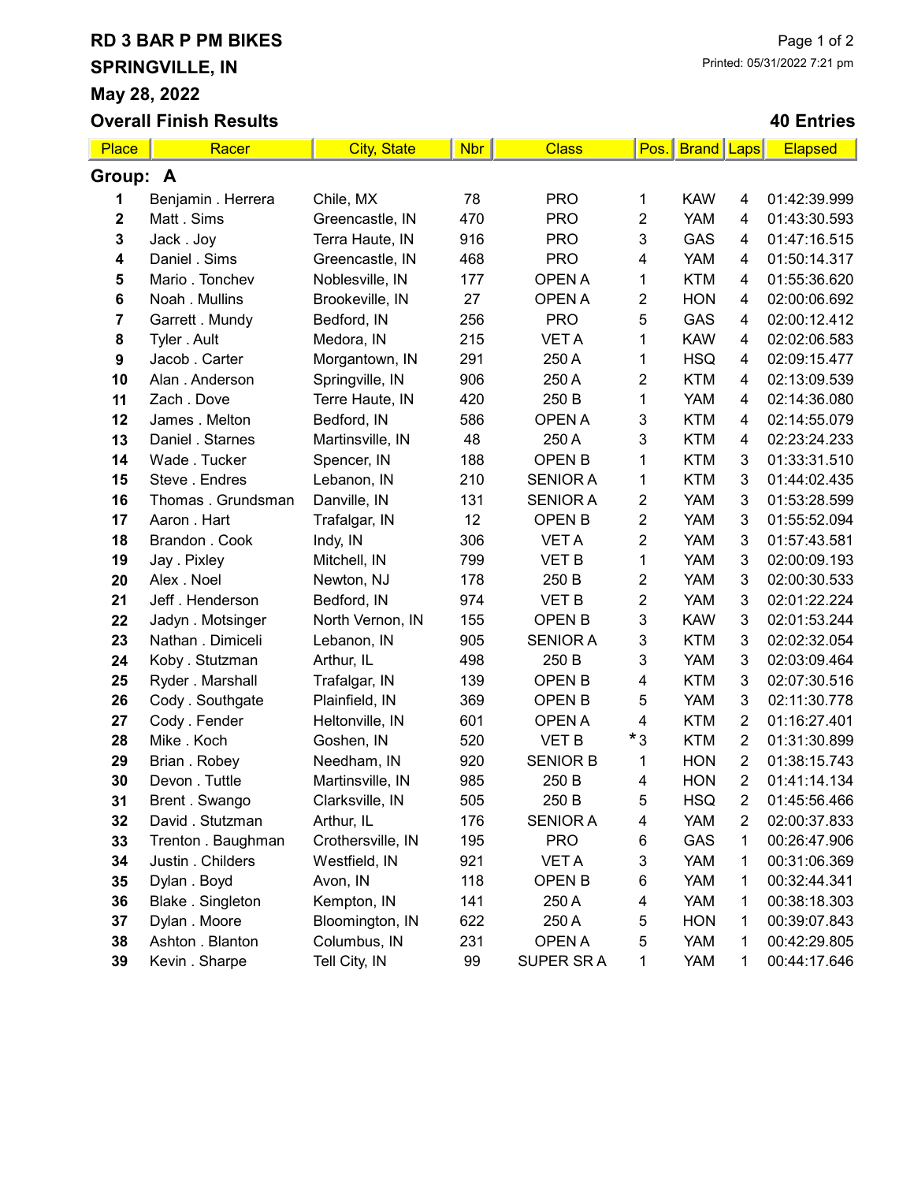# RD 3 BAR P PM BIKES

## SPRINGVILLE, IN

## May 28, 2022

## Overall Finish Results

Printed: 05/31/2022 7:21 pm

**40 Entries**

| Place | Racer | City, State | Nbr | Class | Pos. | Brand | Laps | Elapsed |
|---|---|---|---|---|---|---|---|---|
| **Group: A** | | | | | | | | |
| 1 | Benjamin . Herrera | Chile, MX | 78 | PRO | 1 | KAW | 4 | 01:42:39.999 |
| 2 | Matt . Sims | Greencastle, IN | 470 | PRO | 2 | YAM | 4 | 01:43:30.593 |
| 3 | Jack . Joy | Terra Haute, IN | 916 | PRO | 3 | GAS | 4 | 01:47:16.515 |
| 4 | Daniel . Sims | Greencastle, IN | 468 | PRO | 4 | YAM | 4 | 01:50:14.317 |
| 5 | Mario . Tonchev | Noblesville, IN | 177 | OPEN A | 1 | KTM | 4 | 01:55:36.620 |
| 6 | Noah . Mullins | Brookeville, IN | 27 | OPEN A | 2 | HON | 4 | 02:00:06.692 |
| 7 | Garrett . Mundy | Bedford, IN | 256 | PRO | 5 | GAS | 4 | 02:00:12.412 |
| 8 | Tyler . Ault | Medora, IN | 215 | VET A | 1 | KAW | 4 | 02:02:06.583 |
| 9 | Jacob . Carter | Morgantown, IN | 291 | 250 A | 1 | HSQ | 4 | 02:09:15.477 |
| 10 | Alan . Anderson | Springville, IN | 906 | 250 A | 2 | KTM | 4 | 02:13:09.539 |
| 11 | Zach . Dove | Terre Haute, IN | 420 | 250 B | 1 | YAM | 4 | 02:14:36.080 |
| 12 | James . Melton | Bedford, IN | 586 | OPEN A | 3 | KTM | 4 | 02:14:55.079 |
| 13 | Daniel . Starnes | Martinsville, IN | 48 | 250 A | 3 | KTM | 4 | 02:23:24.233 |
| 14 | Wade . Tucker | Spencer, IN | 188 | OPEN B | 1 | KTM | 3 | 01:33:31.510 |
| 15 | Steve . Endres | Lebanon, IN | 210 | SENIOR A | 1 | KTM | 3 | 01:44:02.435 |
| 16 | Thomas . Grundsman | Danville, IN | 131 | SENIOR A | 2 | YAM | 3 | 01:53:28.599 |
| 17 | Aaron . Hart | Trafalgar, IN | 12 | OPEN B | 2 | YAM | 3 | 01:55:52.094 |
| 18 | Brandon . Cook | Indy, IN | 306 | VET A | 2 | YAM | 3 | 01:57:43.581 |
| 19 | Jay . Pixley | Mitchell, IN | 799 | VET B | 1 | YAM | 3 | 02:00:09.193 |
| 20 | Alex . Noel | Newton, NJ | 178 | 250 B | 2 | YAM | 3 | 02:00:30.533 |
| 21 | Jeff . Henderson | Bedford, IN | 974 | VET B | 2 | YAM | 3 | 02:01:22.224 |
| 22 | Jadyn . Motsinger | North Vernon, IN | 155 | OPEN B | 3 | KAW | 3 | 02:01:53.244 |
| 23 | Nathan . Dimiceli | Lebanon, IN | 905 | SENIOR A | 3 | KTM | 3 | 02:02:32.054 |
| 24 | Koby . Stutzman | Arthur, IL | 498 | 250 B | 3 | YAM | 3 | 02:03:09.464 |
| 25 | Ryder . Marshall | Trafalgar, IN | 139 | OPEN B | 4 | KTM | 3 | 02:07:30.516 |
| 26 | Cody . Southgate | Plainfield, IN | 369 | OPEN B | 5 | YAM | 3 | 02:11:30.778 |
| 27 | Cody . Fender | Heltonville, IN | 601 | OPEN A | 4 | KTM | 2 | 01:16:27.401 |
| 28 | Mike . Koch | Goshen, IN | 520 | VET B | *3 | KTM | 2 | 01:31:30.899 |
| 29 | Brian . Robey | Needham, IN | 920 | SENIOR B | 1 | HON | 2 | 01:38:15.743 |
| 30 | Devon . Tuttle | Martinsville, IN | 985 | 250 B | 4 | HON | 2 | 01:41:14.134 |
| 31 | Brent . Swango | Clarksville, IN | 505 | 250 B | 5 | HSQ | 2 | 01:45:56.466 |
| 32 | David . Stutzman | Arthur, IL | 176 | SENIOR A | 4 | YAM | 2 | 02:00:37.833 |
| 33 | Trenton . Baughman | Crothersville, IN | 195 | PRO | 6 | GAS | 1 | 00:26:47.906 |
| 34 | Justin . Childers | Westfield, IN | 921 | VET A | 3 | YAM | 1 | 00:31:06.369 |
| 35 | Dylan . Boyd | Avon, IN | 118 | OPEN B | 6 | YAM | 1 | 00:32:44.341 |
| 36 | Blake . Singleton | Kempton, IN | 141 | 250 A | 4 | YAM | 1 | 00:38:18.303 |
| 37 | Dylan . Moore | Bloomington, IN | 622 | 250 A | 5 | HON | 1 | 00:39:07.843 |
| 38 | Ashton . Blanton | Columbus, IN | 231 | OPEN A | 5 | YAM | 1 | 00:42:29.805 |
| 39 | Kevin . Sharpe | Tell City, IN | 99 | SUPER SR A | 1 | YAM | 1 | 00:44:17.646 |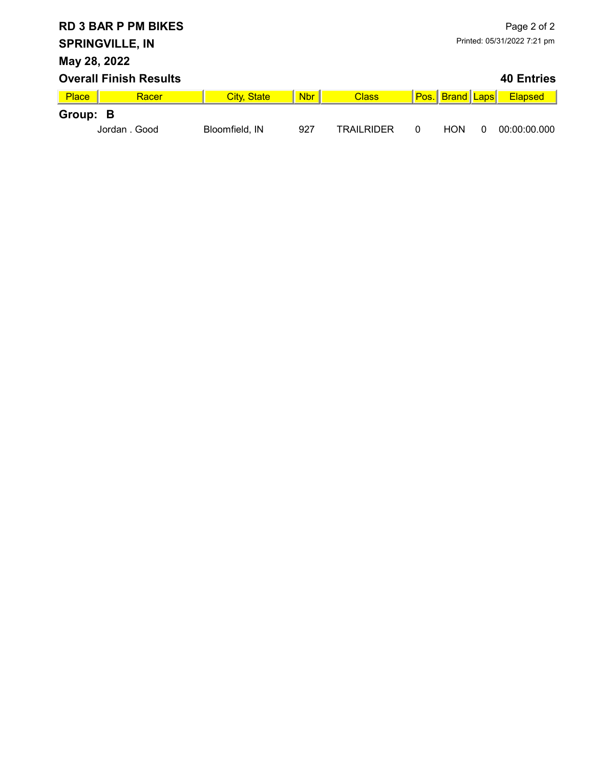# RD 3 BAR P PM BIKES

## SPRINGVILLE, IN

## May 28, 2022

## Overall Finish Results

**40 Entries**

| Place | Racer | City, State | Nbr | Class | Pos. | Brand | Laps | Elapsed |
|---|---|---|---|---|---|---|---|---|
| **Group: B** | | | | | | | | |
| | Jordan . Good | Bloomfield, IN | 927 | TRAILRIDER | 0 | HON | 0 | 00:00:00.000 |